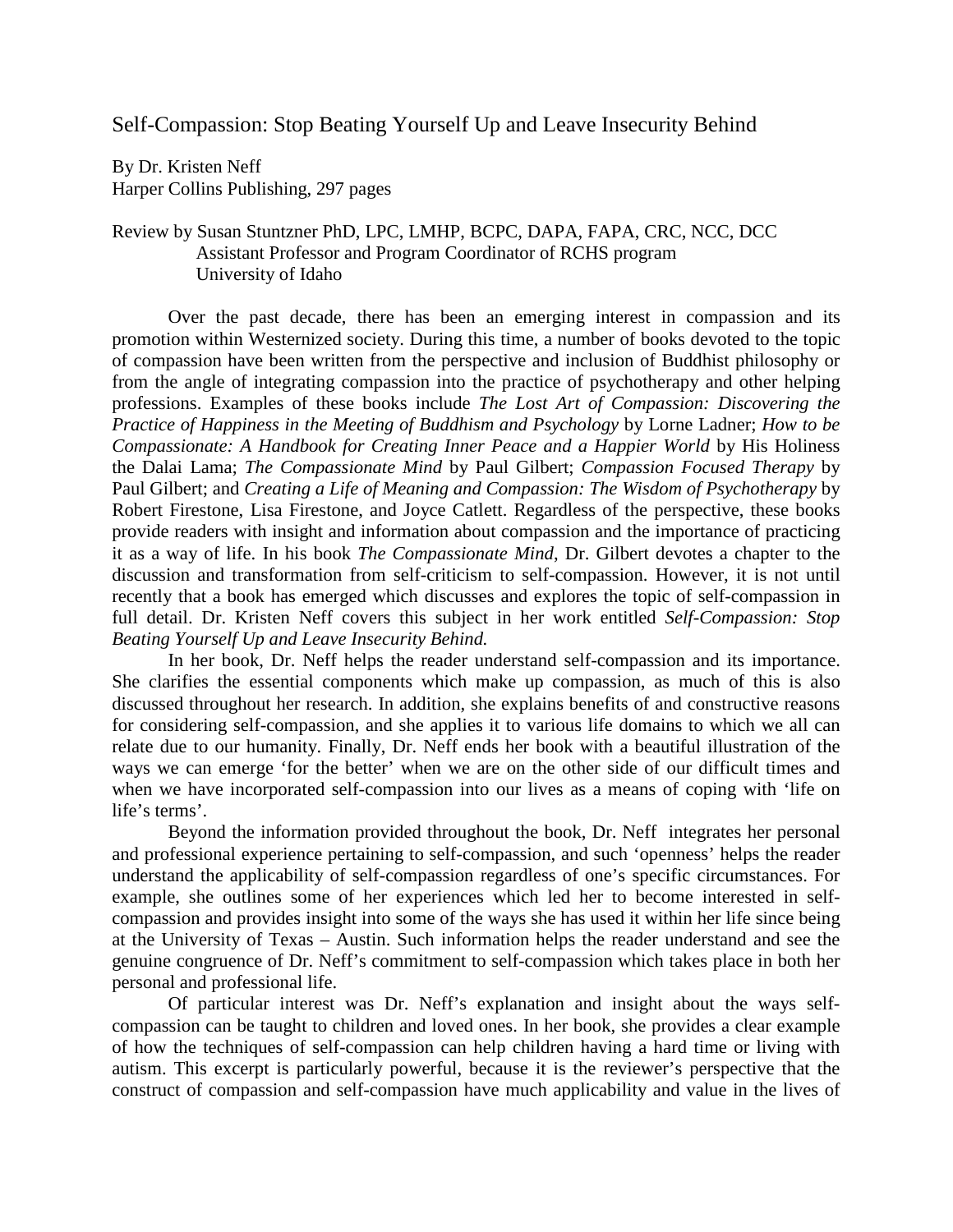# Self-Compassion: Stop Beating Yourself Up and Leave Insecurity Behind

By Dr. Kristen Neff
Harper Collins Publishing, 297 pages

Review by Susan Stuntzner PhD, LPC, LMHP, BCPC, DAPA, FAPA, CRC, NCC, DCC
Assistant Professor and Program Coordinator of RCHS program
University of Idaho

Over the past decade, there has been an emerging interest in compassion and its promotion within Westernized society. During this time, a number of books devoted to the topic of compassion have been written from the perspective and inclusion of Buddhist philosophy or from the angle of integrating compassion into the practice of psychotherapy and other helping professions. Examples of these books include *The Lost Art of Compassion: Discovering the Practice of Happiness in the Meeting of Buddhism and Psychology* by Lorne Ladner; *How to be Compassionate: A Handbook for Creating Inner Peace and a Happier World* by His Holiness the Dalai Lama; *The Compassionate Mind* by Paul Gilbert; *Compassion Focused Therapy* by Paul Gilbert; and *Creating a Life of Meaning and Compassion: The Wisdom of Psychotherapy* by Robert Firestone, Lisa Firestone, and Joyce Catlett. Regardless of the perspective, these books provide readers with insight and information about compassion and the importance of practicing it as a way of life. In his book *The Compassionate Mind*, Dr. Gilbert devotes a chapter to the discussion and transformation from self-criticism to self-compassion. However, it is not until recently that a book has emerged which discusses and explores the topic of self-compassion in full detail. Dr. Kristen Neff covers this subject in her work entitled *Self-Compassion: Stop Beating Yourself Up and Leave Insecurity Behind.*

In her book, Dr. Neff helps the reader understand self-compassion and its importance. She clarifies the essential components which make up compassion, as much of this is also discussed throughout her research. In addition, she explains benefits of and constructive reasons for considering self-compassion, and she applies it to various life domains to which we all can relate due to our humanity. Finally, Dr. Neff ends her book with a beautiful illustration of the ways we can emerge 'for the better' when we are on the other side of our difficult times and when we have incorporated self-compassion into our lives as a means of coping with 'life on life's terms'.

Beyond the information provided throughout the book, Dr. Neff integrates her personal and professional experience pertaining to self-compassion, and such 'openness' helps the reader understand the applicability of self-compassion regardless of one's specific circumstances. For example, she outlines some of her experiences which led her to become interested in self-compassion and provides insight into some of the ways she has used it within her life since being at the University of Texas – Austin. Such information helps the reader understand and see the genuine congruence of Dr. Neff's commitment to self-compassion which takes place in both her personal and professional life.

Of particular interest was Dr. Neff's explanation and insight about the ways self-compassion can be taught to children and loved ones. In her book, she provides a clear example of how the techniques of self-compassion can help children having a hard time or living with autism. This excerpt is particularly powerful, because it is the reviewer's perspective that the construct of compassion and self-compassion have much applicability and value in the lives of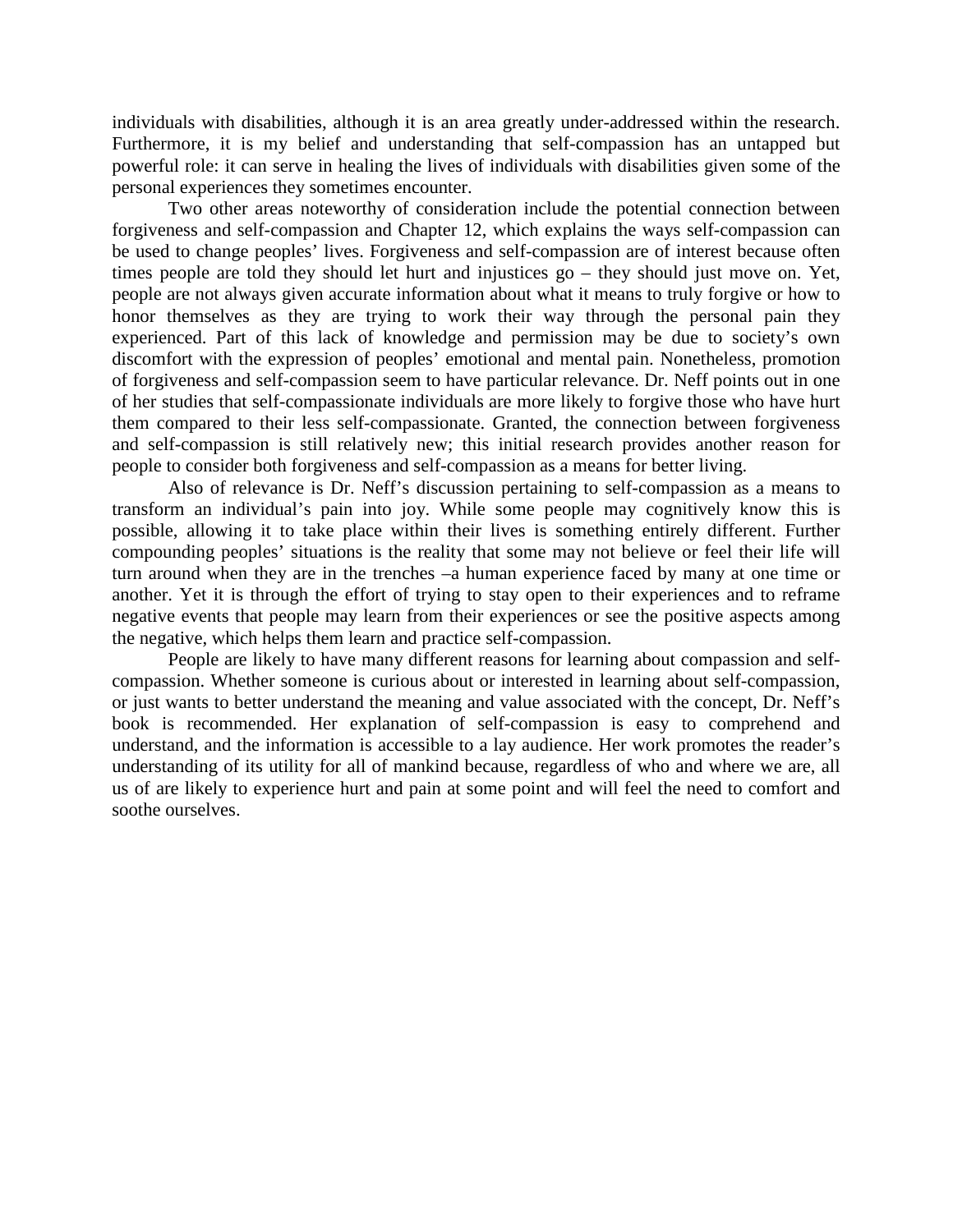individuals with disabilities, although it is an area greatly under-addressed within the research. Furthermore, it is my belief and understanding that self-compassion has an untapped but powerful role: it can serve in healing the lives of individuals with disabilities given some of the personal experiences they sometimes encounter.

Two other areas noteworthy of consideration include the potential connection between forgiveness and self-compassion and Chapter 12, which explains the ways self-compassion can be used to change peoples' lives. Forgiveness and self-compassion are of interest because often times people are told they should let hurt and injustices go – they should just move on. Yet, people are not always given accurate information about what it means to truly forgive or how to honor themselves as they are trying to work their way through the personal pain they experienced. Part of this lack of knowledge and permission may be due to society's own discomfort with the expression of peoples' emotional and mental pain. Nonetheless, promotion of forgiveness and self-compassion seem to have particular relevance. Dr. Neff points out in one of her studies that self-compassionate individuals are more likely to forgive those who have hurt them compared to their less self-compassionate. Granted, the connection between forgiveness and self-compassion is still relatively new; this initial research provides another reason for people to consider both forgiveness and self-compassion as a means for better living.

Also of relevance is Dr. Neff's discussion pertaining to self-compassion as a means to transform an individual's pain into joy. While some people may cognitively know this is possible, allowing it to take place within their lives is something entirely different. Further compounding peoples' situations is the reality that some may not believe or feel their life will turn around when they are in the trenches –a human experience faced by many at one time or another. Yet it is through the effort of trying to stay open to their experiences and to reframe negative events that people may learn from their experiences or see the positive aspects among the negative, which helps them learn and practice self-compassion.

People are likely to have many different reasons for learning about compassion and self-compassion. Whether someone is curious about or interested in learning about self-compassion, or just wants to better understand the meaning and value associated with the concept, Dr. Neff's book is recommended. Her explanation of self-compassion is easy to comprehend and understand, and the information is accessible to a lay audience. Her work promotes the reader's understanding of its utility for all of mankind because, regardless of who and where we are, all us of are likely to experience hurt and pain at some point and will feel the need to comfort and soothe ourselves.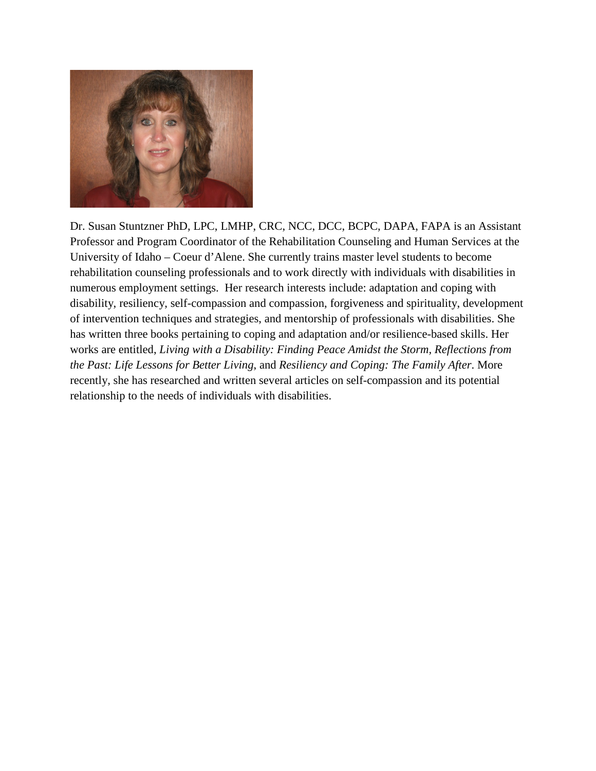Dr. Susan Stuntzner PhD, LPC, LMHP, CRC, NCC, DCC, BCPC, DAPA, FAPA is an Assistant Professor and Program Coordinator of the Rehabilitation Counseling and Human Services at the University of Idaho – Coeur d'Alene. She currently trains master level students to become rehabilitation counseling professionals and to work directly with individuals with disabilities in numerous employment settings. Her research interests include: adaptation and coping with disability, resiliency, self-compassion and compassion, forgiveness and spirituality, development of intervention techniques and strategies, and mentorship of professionals with disabilities. She has written three books pertaining to coping and adaptation and/or resilience-based skills. Her works are entitled, *Living with a Disability: Finding Peace Amidst the Storm*, *Reflections from the Past: Life Lessons for Better Living*, and *Resiliency and Coping: The Family After*. More recently, she has researched and written several articles on self-compassion and its potential relationship to the needs of individuals with disabilities.